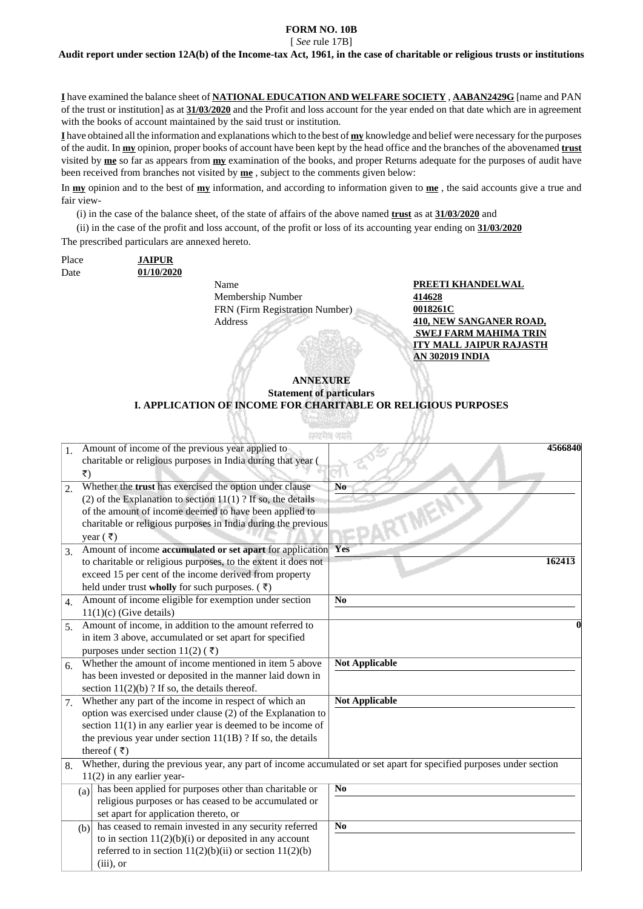**FORM NO. 10B**

[ *See* rule 17B]

**Audit report under section 12A(b) of the Income-tax Act, 1961, in the case of charitable or religious trusts or institutions**

**I** have examined the balance sheet of **NATIONAL EDUCATION AND WELFARE SOCIETY** , **AABAN2429G** [name and PAN of the trust or institution] as at **31/03/2020** and the Profit and loss account for the year ended on that date which are in agreement with the books of account maintained by the said trust or institution.

**I** have obtained all the information and explanations which to the best of **my** knowledge and belief were necessary for the purposes of the audit. In **my** opinion, proper books of account have been kept by the head office and the branches of the abovenamed **trust** visited by **me** so far as appears from **my** examination of the books, and proper Returns adequate for the purposes of audit have been received from branches not visited by **me** , subject to the comments given below:

In **my** opinion and to the best of **my** information, and according to information given to **me** , the said accounts give a true and fair view-

(i) in the case of the balance sheet, of the state of affairs of the above named **trust** as at **31/03/2020** and

(ii) in the case of the profit and loss account, of the profit or loss of its accounting year ending on **31/03/2020**

The prescribed particulars are annexed hereto.

Place **JAIPUR**

Date **01/10/2020**

| | |
|---|---|
| Name | **PREETI KHANDELWAL** |
| Membership Number | **414628** |
| FRN (Firm Registration Number) | **0018261C** |
| Address | **410, NEW SANGANER ROAD, SWEJ FARM MAHIMA TRINITY MALL JAIPUR RAJASTHAN 302019 INDIA** |

**ANNEXURE**

**Statement of particulars**

**I. APPLICATION OF INCOME FOR CHARITABLE OR RELIGIOUS PURPOSES**

| | | |
|---|---|---|
| 1. | Amount of income of the previous year applied to charitable or religious purposes in India during that year ( ₹) | 4566840 |
| 2. | Whether the **trust** has exercised the option under clause (2) of the Explanation to section 11(1) ? If so, the details of the amount of income deemed to have been applied to charitable or religious purposes in India during the previous year ( ₹) | No |
| 3. | Amount of income **accumulated or set apart** for application to charitable or religious purposes, to the extent it does not exceed 15 per cent of the income derived from property held under trust **wholly** for such purposes. ( ₹) | Yes<br>162413 |
| 4. | Amount of income eligible for exemption under section 11(1)(c) (Give details) | No |
| 5. | Amount of income, in addition to the amount referred to in item 3 above, accumulated or set apart for specified purposes under section 11(2) ( ₹) | 0 |
| 6. | Whether the amount of income mentioned in item 5 above has been invested or deposited in the manner laid down in section 11(2)(b) ? If so, the details thereof. | Not Applicable |
| 7. | Whether any part of the income in respect of which an option was exercised under clause (2) of the Explanation to section 11(1) in any earlier year is deemed to be income of the previous year under section 11(1B) ? If so, the details thereof ( ₹) | Not Applicable |
| 8. | Whether, during the previous year, any part of income accumulated or set apart for specified purposes under section 11(2) in any earlier year- | |
| (a) | has been applied for purposes other than charitable or religious purposes or has ceased to be accumulated or set apart for application thereto, or | No |
| (b) | has ceased to remain invested in any security referred to in section 11(2)(b)(i) or deposited in any account referred to in section 11(2)(b)(ii) or section 11(2)(b)(iii), or | No |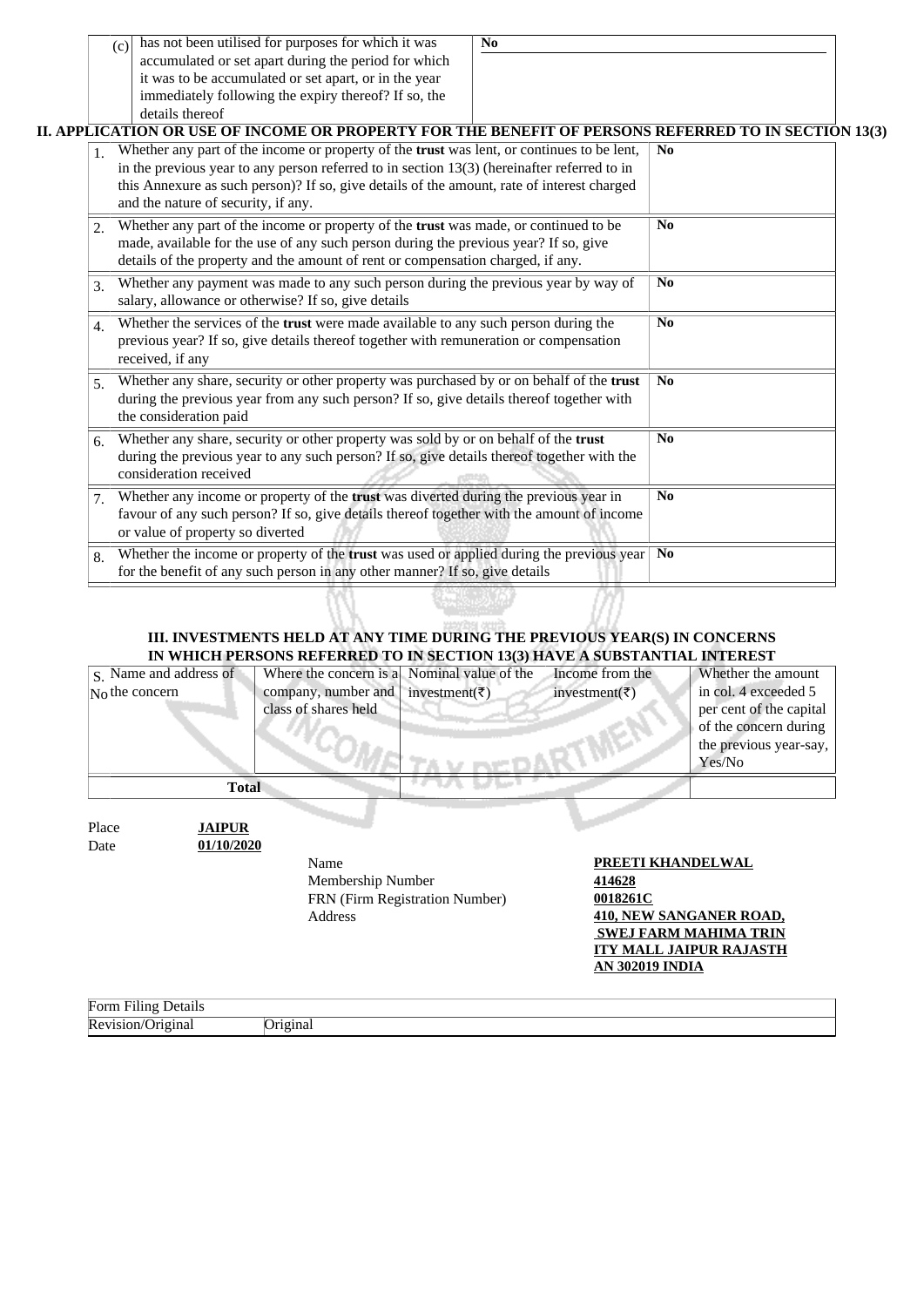| (c) | has not been utilised for purposes for which it was accumulated or set apart during the period for which it was to be accumulated or set apart, or in the year immediately following the expiry thereof? If so, the details thereof | No |
|---|---|---|

## II. APPLICATION OR USE OF INCOME OR PROPERTY FOR THE BENEFIT OF PERSONS REFERRED TO IN SECTION 13(3)

| | | |
|---|---|---|
| 1. | Whether any part of the income or property of the **trust** was lent, or continues to be lent, in the previous year to any person referred to in section 13(3) (hereinafter referred to in this Annexure as such person)? If so, give details of the amount, rate of interest charged and the nature of security, if any. | **No** |
| 2. | Whether any part of the income or property of the **trust** was made, or continued to be made, available for the use of any such person during the previous year? If so, give details of the property and the amount of rent or compensation charged, if any. | **No** |
| 3. | Whether any payment was made to any such person during the previous year by way of salary, allowance or otherwise? If so, give details | **No** |
| 4. | Whether the services of the **trust** were made available to any such person during the previous year? If so, give details thereof together with remuneration or compensation received, if any | **No** |
| 5. | Whether any share, security or other property was purchased by or on behalf of the **trust** during the previous year from any such person? If so, give details thereof together with the consideration paid | **No** |
| 6. | Whether any share, security or other property was sold by or on behalf of the **trust** during the previous year to any such person? If so, give details thereof together with the consideration received | **No** |
| 7. | Whether any income or property of the **trust** was diverted during the previous year in favour of any such person? If so, give details thereof together with the amount of income or value of property so diverted | **No** |
| 8. | Whether the income or property of the **trust** was used or applied during the previous year for the benefit of any such person in any other manner? If so, give details | **No** |

## III. INVESTMENTS HELD AT ANY TIME DURING THE PREVIOUS YEAR(S) IN CONCERNS IN WHICH PERSONS REFERRED TO IN SECTION 13(3) HAVE A SUBSTANTIAL INTEREST

| S. No | Name and address of the concern | Where the concern is a company, number and class of shares held | Nominal value of the investment(₹) | Income from the investment(₹) | Whether the amount in col. 4 exceeded 5 per cent of the capital of the concern during the previous year-say, Yes/No |
|---|---|---|---|---|---|
| | **Total** | | | | |

Place **JAIPUR**
Date **01/10/2020**

| | |
|---|---|
| Name | **PREETI KHANDELWAL** |
| Membership Number | **414628** |
| FRN (Firm Registration Number) | **0018261C** |
| Address | **410, NEW SANGANER ROAD, SWEJ FARM MAHIMA TRINITY MALL JAIPUR RAJASTHAN 302019 INDIA** |

| Form Filing Details | |
|---|---|
| Revision/Original | Original |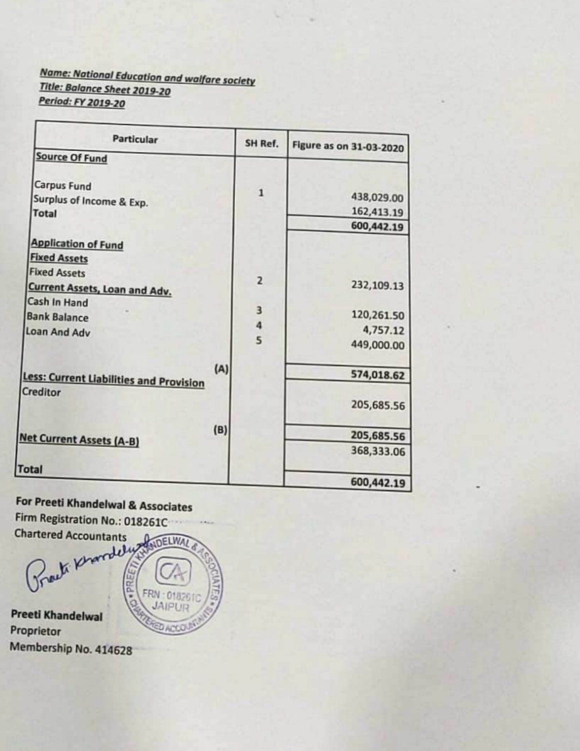***Name: National Education and walfare society***
***Title: Balance Sheet 2019-20***
***Period: FY 2019-20***

| Particular | | SH Ref. | Figure as on 31-03-2020 |
|---|---|---|---|
| **Source Of Fund** | | | |
| Carpus Fund | | 1 | 438,029.00 |
| Surplus of Income & Exp. | | | 162,413.19 |
| **Total** | | | **600,442.19** |
| **Application of Fund** | | | |
| **Fixed Assets** | | | |
| Fixed Assets | | 2 | 232,109.13 |
| **Current Assets, Loan and Adv.** | | | |
| Cash In Hand | | 3 | 120,261.50 |
| Bank Balance | | 4 | 4,757.12 |
| Loan And Adv | | 5 | 449,000.00 |
| | (A) | | **574,018.62** |
| **Less: Current Liabilities and Provision** | | | |
| Creditor | | | 205,685.56 |
| | (B) | | **205,685.56** |
| **Net Current Assets (A-B)** | | | 368,333.06 |
| **Total** | | | **600,442.19** |

**For Preeti Khandelwal & Associates**
Firm Registration No.: 018261C
Chartered Accountants

**Preeti Khandelwal**
Proprietor
Membership No. 414628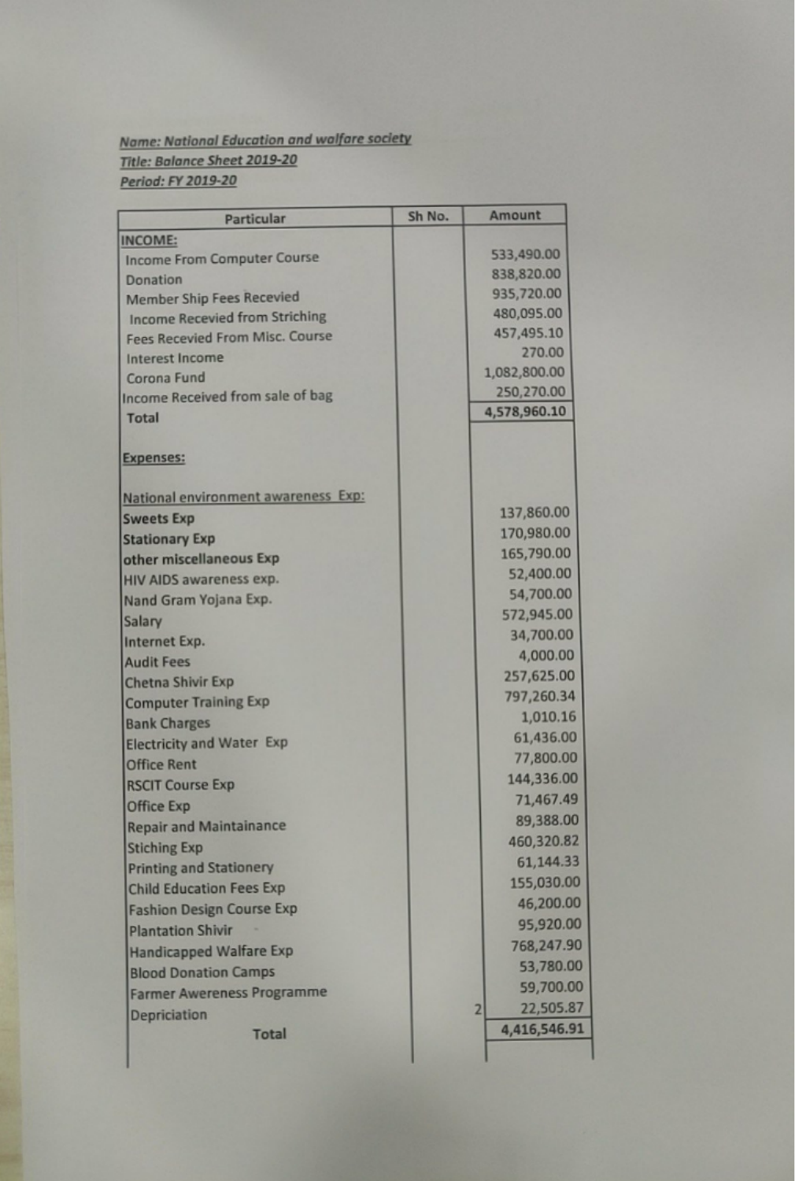***Name: National Education and walfare society***

***Title: Balance Sheet 2019-20***

***Period: FY 2019-20***

| Particular | Sh No. | Amount |
|---|---|---|
| INCOME: | | |
| Income From Computer Course | | 533,490.00 |
| Donation | | 838,820.00 |
| Member Ship Fees Recevied | | 935,720.00 |
| Income Recevied from Striching | | 480,095.00 |
| Fees Recevied From Misc. Course | | 457,495.10 |
| Interest Income | | 270.00 |
| Corona Fund | | 1,082,800.00 |
| Income Received from sale of bag | | 250,270.00 |
| **Total** | | **4,578,960.10** |
| Expenses: | | |
| National environment awareness Exp: | | |
| **Sweets Exp** | | 137,860.00 |
| **Stationary Exp** | | 170,980.00 |
| **other miscellaneous Exp** | | 165,790.00 |
| HIV AIDS awareness exp. | | 52,400.00 |
| Nand Gram Yojana Exp. | | 54,700.00 |
| Salary | | 572,945.00 |
| Internet Exp. | | 34,700.00 |
| Audit Fees | | 4,000.00 |
| Chetna Shivir Exp | | 257,625.00 |
| Computer Training Exp | | 797,260.34 |
| Bank Charges | | 1,010.16 |
| Electricity and Water Exp | | 61,436.00 |
| Office Rent | | 77,800.00 |
| RSCIT Course Exp | | 144,336.00 |
| Office Exp | | 71,467.49 |
| Repair and Maintainance | | 89,388.00 |
| Stiching Exp | | 460,320.82 |
| Printing and Stationery | | 61,144.33 |
| Child Education Fees Exp | | 155,030.00 |
| Fashion Design Course Exp | | 46,200.00 |
| Plantation Shivir | | 95,920.00 |
| Handicapped Walfare Exp | | 768,247.90 |
| Blood Donation Camps | | 53,780.00 |
| Farmer Awereness Programme | | 59,700.00 |
| Depriciation | 2 | 22,505.87 |
| **Total** | | **4,416,546.91** |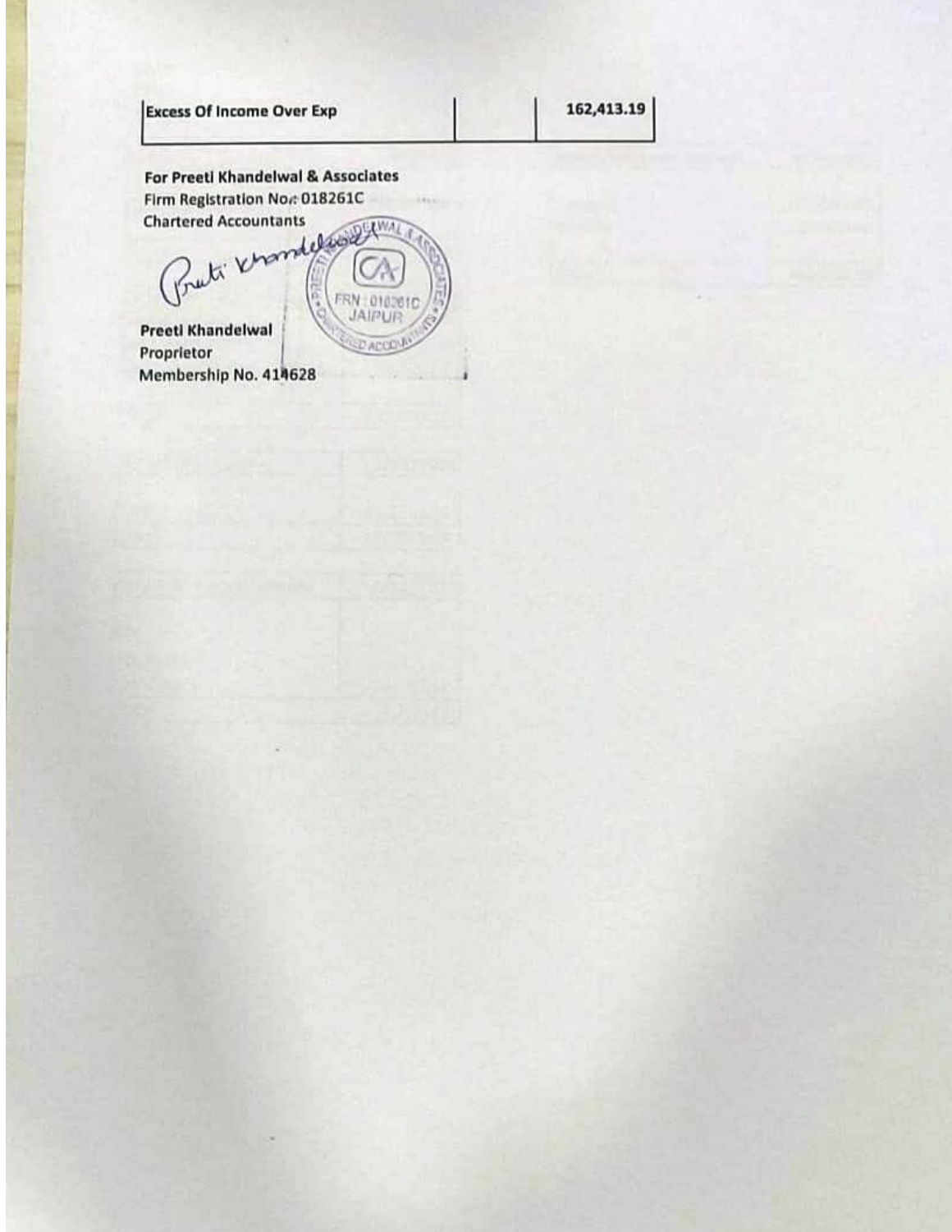| | | | |
|---|---|---|---|
| Excess Of Income Over Exp | | | 162,413.19 |

**For Preeti Khandelwal & Associates**
Firm Registration No.: 018261C
Chartered Accountants

**Preeti Khandelwal**
Proprietor
Membership No. 414628